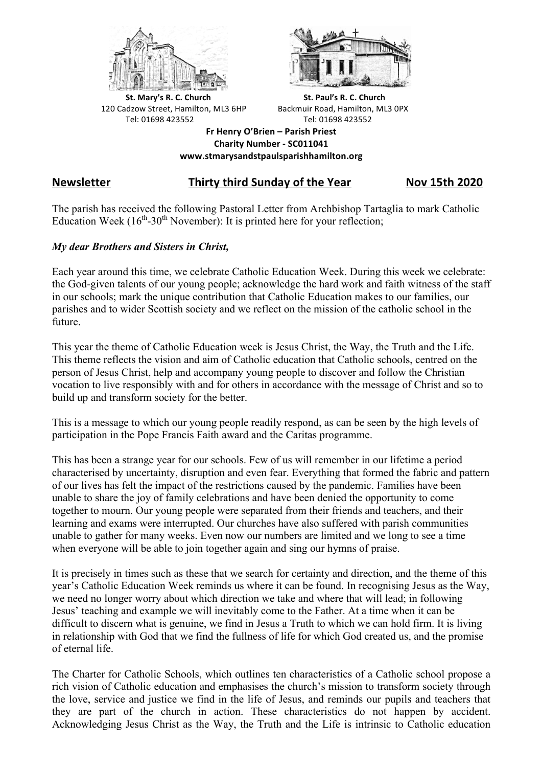**St. Mary's R. C. Church**
120 Cadzow Street, Hamilton, ML3 6HP
Tel: 01698 423552

**St. Paul's R. C. Church**
Backmuir Road, Hamilton, ML3 0PX
Tel: 01698 423552

**Fr Henry O'Brien – Parish Priest**
**Charity Number - SC011041**
**www.stmarysandstpaulsparishhamilton.org**

## Newsletter — Thirty third Sunday of the Year — Nov 15th 2020

The parish has received the following Pastoral Letter from Archbishop Tartaglia to mark Catholic Education Week (16th-30th November): It is printed here for your reflection;

***My dear Brothers and Sisters in Christ,***

Each year around this time, we celebrate Catholic Education Week. During this week we celebrate: the God-given talents of our young people; acknowledge the hard work and faith witness of the staff in our schools; mark the unique contribution that Catholic Education makes to our families, our parishes and to wider Scottish society and we reflect on the mission of the catholic school in the future.

This year the theme of Catholic Education week is Jesus Christ, the Way, the Truth and the Life. This theme reflects the vision and aim of Catholic education that Catholic schools, centred on the person of Jesus Christ, help and accompany young people to discover and follow the Christian vocation to live responsibly with and for others in accordance with the message of Christ and so to build up and transform society for the better.

This is a message to which our young people readily respond, as can be seen by the high levels of participation in the Pope Francis Faith award and the Caritas programme.

This has been a strange year for our schools. Few of us will remember in our lifetime a period characterised by uncertainty, disruption and even fear. Everything that formed the fabric and pattern of our lives has felt the impact of the restrictions caused by the pandemic. Families have been unable to share the joy of family celebrations and have been denied the opportunity to come together to mourn. Our young people were separated from their friends and teachers, and their learning and exams were interrupted. Our churches have also suffered with parish communities unable to gather for many weeks. Even now our numbers are limited and we long to see a time when everyone will be able to join together again and sing our hymns of praise.

It is precisely in times such as these that we search for certainty and direction, and the theme of this year's Catholic Education Week reminds us where it can be found. In recognising Jesus as the Way, we need no longer worry about which direction we take and where that will lead; in following Jesus' teaching and example we will inevitably come to the Father. At a time when it can be difficult to discern what is genuine, we find in Jesus a Truth to which we can hold firm. It is living in relationship with God that we find the fullness of life for which God created us, and the promise of eternal life.

The Charter for Catholic Schools, which outlines ten characteristics of a Catholic school propose a rich vision of Catholic education and emphasises the church's mission to transform society through the love, service and justice we find in the life of Jesus, and reminds our pupils and teachers that they are part of the church in action. These characteristics do not happen by accident. Acknowledging Jesus Christ as the Way, the Truth and the Life is intrinsic to Catholic education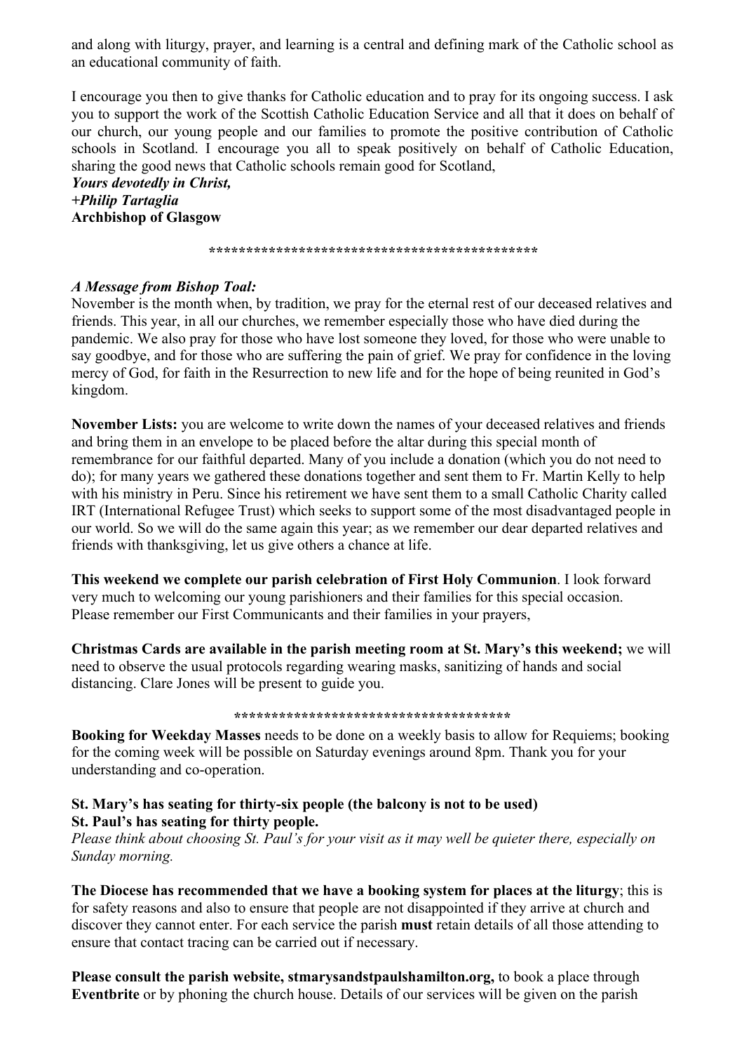and along with liturgy, prayer, and learning is a central and defining mark of the Catholic school as an educational community of faith.

I encourage you then to give thanks for Catholic education and to pray for its ongoing success. I ask you to support the work of the Scottish Catholic Education Service and all that it does on behalf of our church, our young people and our families to promote the positive contribution of Catholic schools in Scotland. I encourage you all to speak positively on behalf of Catholic Education, sharing the good news that Catholic schools remain good for Scotland,

***Yours devotedly in Christ,***
***+Philip Tartaglia***
**Archbishop of Glasgow**

********************************************

***A Message from Bishop Toal:***

November is the month when, by tradition, we pray for the eternal rest of our deceased relatives and friends. This year, in all our churches, we remember especially those who have died during the pandemic. We also pray for those who have lost someone they loved, for those who were unable to say goodbye, and for those who are suffering the pain of grief. We pray for confidence in the loving mercy of God, for faith in the Resurrection to new life and for the hope of being reunited in God's kingdom.

**November Lists:** you are welcome to write down the names of your deceased relatives and friends and bring them in an envelope to be placed before the altar during this special month of remembrance for our faithful departed. Many of you include a donation (which you do not need to do); for many years we gathered these donations together and sent them to Fr. Martin Kelly to help with his ministry in Peru. Since his retirement we have sent them to a small Catholic Charity called IRT (International Refugee Trust) which seeks to support some of the most disadvantaged people in our world. So we will do the same again this year; as we remember our dear departed relatives and friends with thanksgiving, let us give others a chance at life.

**This weekend we complete our parish celebration of First Holy Communion**. I look forward very much to welcoming our young parishioners and their families for this special occasion. Please remember our First Communicants and their families in your prayers,

**Christmas Cards are available in the parish meeting room at St. Mary's this weekend;** we will need to observe the usual protocols regarding wearing masks, sanitizing of hands and social distancing. Clare Jones will be present to guide you.

*************************************

**Booking for Weekday Masses** needs to be done on a weekly basis to allow for Requiems; booking for the coming week will be possible on Saturday evenings around 8pm. Thank you for your understanding and co-operation.

**St. Mary's has seating for thirty-six people (the balcony is not to be used)**
**St. Paul's has seating for thirty people.**
*Please think about choosing St. Paul's for your visit as it may well be quieter there, especially on Sunday morning.*

**The Diocese has recommended that we have a booking system for places at the liturgy**; this is for safety reasons and also to ensure that people are not disappointed if they arrive at church and discover they cannot enter. For each service the parish **must** retain details of all those attending to ensure that contact tracing can be carried out if necessary.

**Please consult the parish website, stmarysandstpaulshamilton.org,** to book a place through **Eventbrite** or by phoning the church house. Details of our services will be given on the parish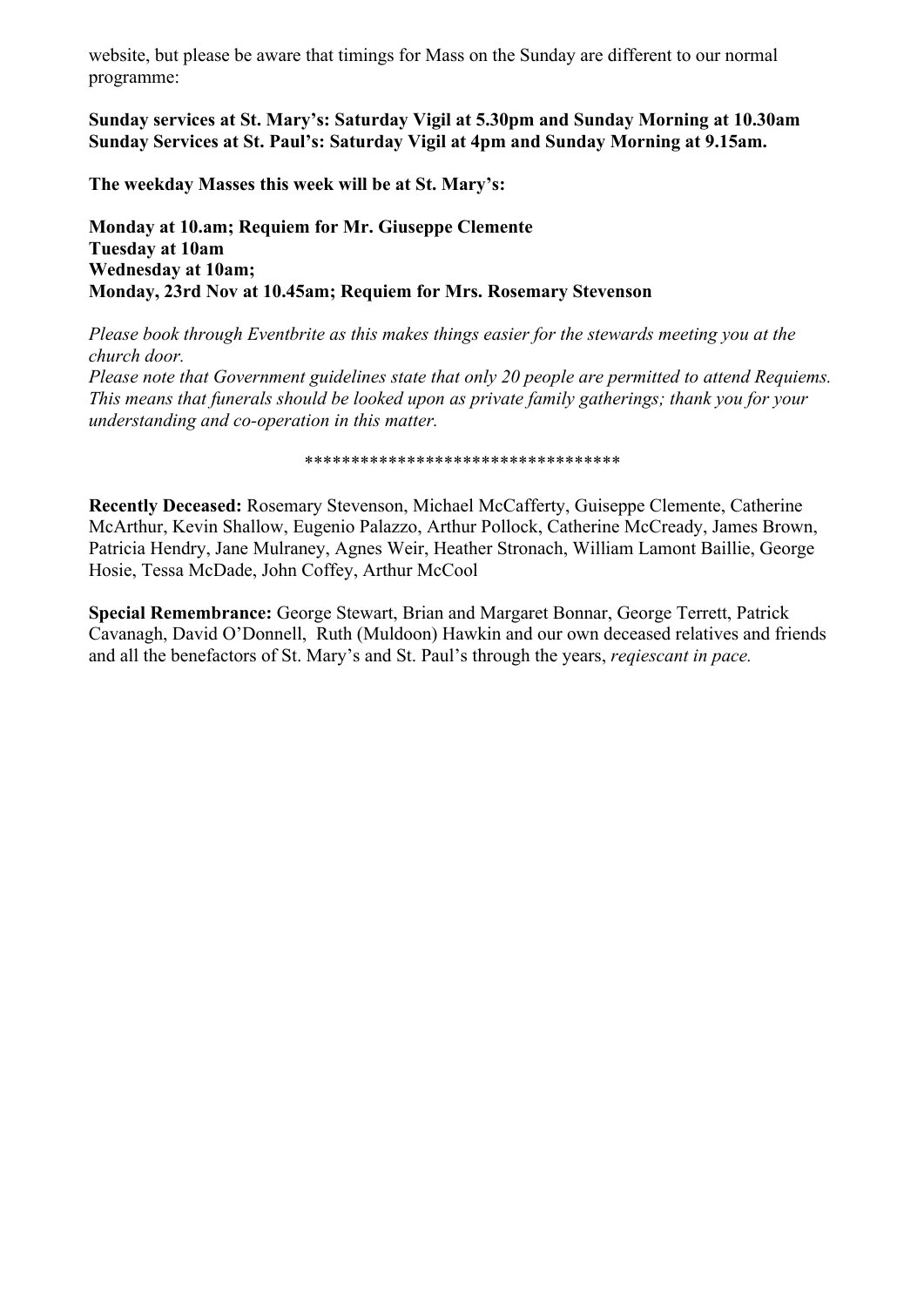website, but please be aware that timings for Mass on the Sunday are different to our normal programme:

**Sunday services at St. Mary's: Saturday Vigil at 5.30pm and Sunday Morning at 10.30am**
**Sunday Services at St. Paul's: Saturday Vigil at 4pm and Sunday Morning at 9.15am.**

**The weekday Masses this week will be at St. Mary's:**

**Monday at 10.am; Requiem for Mr. Giuseppe Clemente**
**Tuesday at 10am**
**Wednesday at 10am;**
**Monday, 23rd Nov at 10.45am; Requiem for Mrs. Rosemary Stevenson**

*Please book through Eventbrite as this makes things easier for the stewards meeting you at the church door.*
*Please note that Government guidelines state that only 20 people are permitted to attend Requiems. This means that funerals should be looked upon as private family gatherings; thank you for your understanding and co-operation in this matter.*

\*\*\*\*\*\*\*\*\*\*\*\*\*\*\*\*\*\*\*\*\*\*\*\*\*\*\*\*\*\*\*\*\*\*\*

**Recently Deceased:** Rosemary Stevenson, Michael McCafferty, Guiseppe Clemente, Catherine McArthur, Kevin Shallow, Eugenio Palazzo, Arthur Pollock, Catherine McCready, James Brown, Patricia Hendry, Jane Mulraney, Agnes Weir, Heather Stronach, William Lamont Baillie, George Hosie, Tessa McDade, John Coffey, Arthur McCool

**Special Remembrance:** George Stewart, Brian and Margaret Bonnar, George Terrett, Patrick Cavanagh, David O'Donnell, Ruth (Muldoon) Hawkin and our own deceased relatives and friends and all the benefactors of St. Mary's and St. Paul's through the years, *reqiescant in pace.*